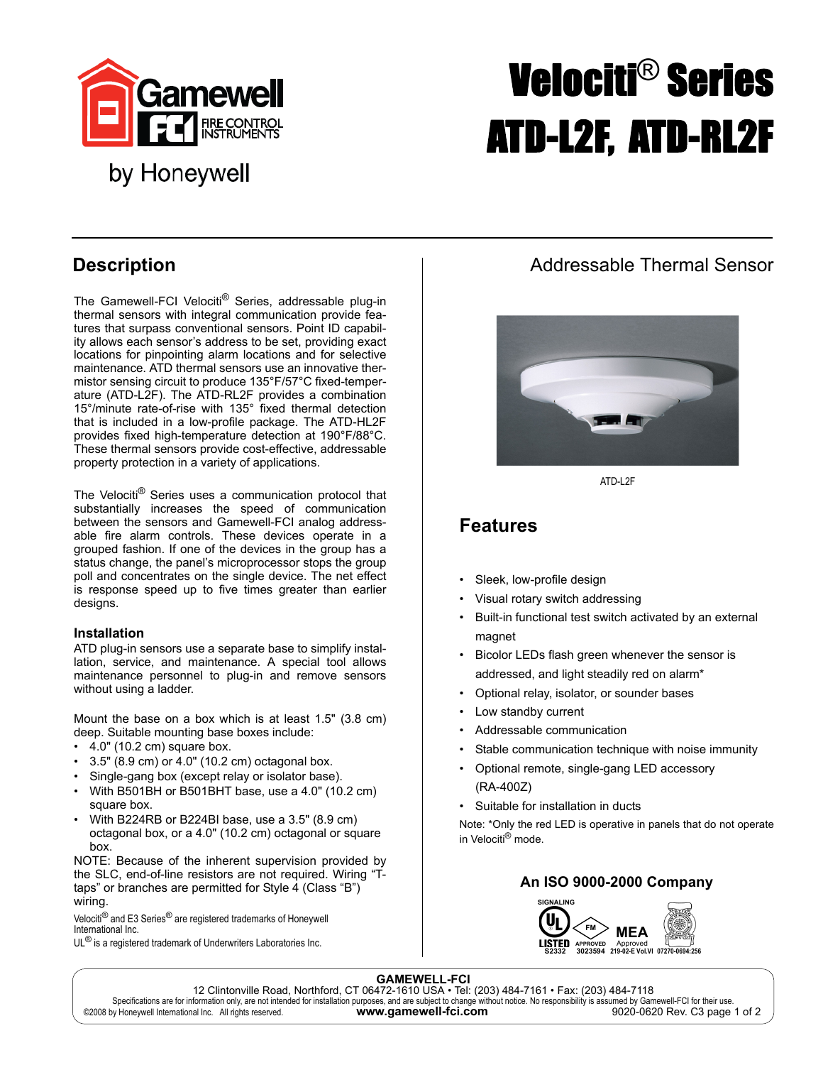# Velociti® Series ATD-L2F, ATD-RL2F

Gamewell FCI Fire Control Instruments by Honeywell

## Description

The Gamewell-FCI Velociti® Series, addressable plug-in thermal sensors with integral communication provide features that surpass conventional sensors. Point ID capability allows each sensor's address to be set, providing exact locations for pinpointing alarm locations and for selective maintenance. ATD thermal sensors use an innovative thermistor sensing circuit to produce 135°F/57°C fixed-temperature (ATD-L2F). The ATD-RL2F provides a combination 15°/minute rate-of-rise with 135° fixed thermal detection that is included in a low-profile package. The ATD-HL2F provides fixed high-temperature detection at 190°F/88°C. These thermal sensors provide cost-effective, addressable property protection in a variety of applications.

The Velociti® Series uses a communication protocol that substantially increases the speed of communication between the sensors and Gamewell-FCI analog addressable fire alarm controls. These devices operate in a grouped fashion. If one of the devices in the group has a status change, the panel's microprocessor stops the group poll and concentrates on the single device. The net effect is response speed up to five times greater than earlier designs.

### Installation

ATD plug-in sensors use a separate base to simplify installation, service, and maintenance. A special tool allows maintenance personnel to plug-in and remove sensors without using a ladder.

Mount the base on a box which is at least 1.5" (3.8 cm) deep. Suitable mounting base boxes include:

- 4.0" (10.2 cm) square box.
- 3.5" (8.9 cm) or 4.0" (10.2 cm) octagonal box.
- Single-gang box (except relay or isolator base).
- With B501BH or B501BHT base, use a 4.0" (10.2 cm) square box.
- With B224RB or B224BI base, use a 3.5" (8.9 cm) octagonal box, or a 4.0" (10.2 cm) octagonal or square box.

NOTE: Because of the inherent supervision provided by the SLC, end-of-line resistors are not required. Wiring "T-taps" or branches are permitted for Style 4 (Class "B") wiring.

Velociti® and E3 Series® are registered trademarks of Honeywell International Inc.
UL® is a registered trademark of Underwriters Laboratories Inc.

## Addressable Thermal Sensor

ATD-L2F

## Features

- Sleek, low-profile design
- Visual rotary switch addressing
- Built-in functional test switch activated by an external magnet
- Bicolor LEDs flash green whenever the sensor is addressed, and light steadily red on alarm*
- Optional relay, isolator, or sounder bases
- Low standby current
- Addressable communication
- Stable communication technique with noise immunity
- Optional remote, single-gang LED accessory (RA-400Z)
- Suitable for installation in ducts

Note: *Only the red LED is operative in panels that do not operate in Velociti® mode.

### An ISO 9000-2000 Company

SIGNALING UL LISTED S2332 · FM APPROVED 3023594 · MEA Approved 219-02-E Vol.VI · 07270-0694:256

**GAMEWELL-FCI**
12 Clintonville Road, Northford, CT 06472-1610 USA • Tel: (203) 484-7161 • Fax: (203) 484-7118
Specifications are for information only, are not intended for installation purposes, and are subject to change without notice. No responsibility is assumed by Gamewell-FCI for their use.
©2008 by Honeywell International Inc. All rights reserved. **www.gamewell-fci.com** 9020-0620 Rev. C3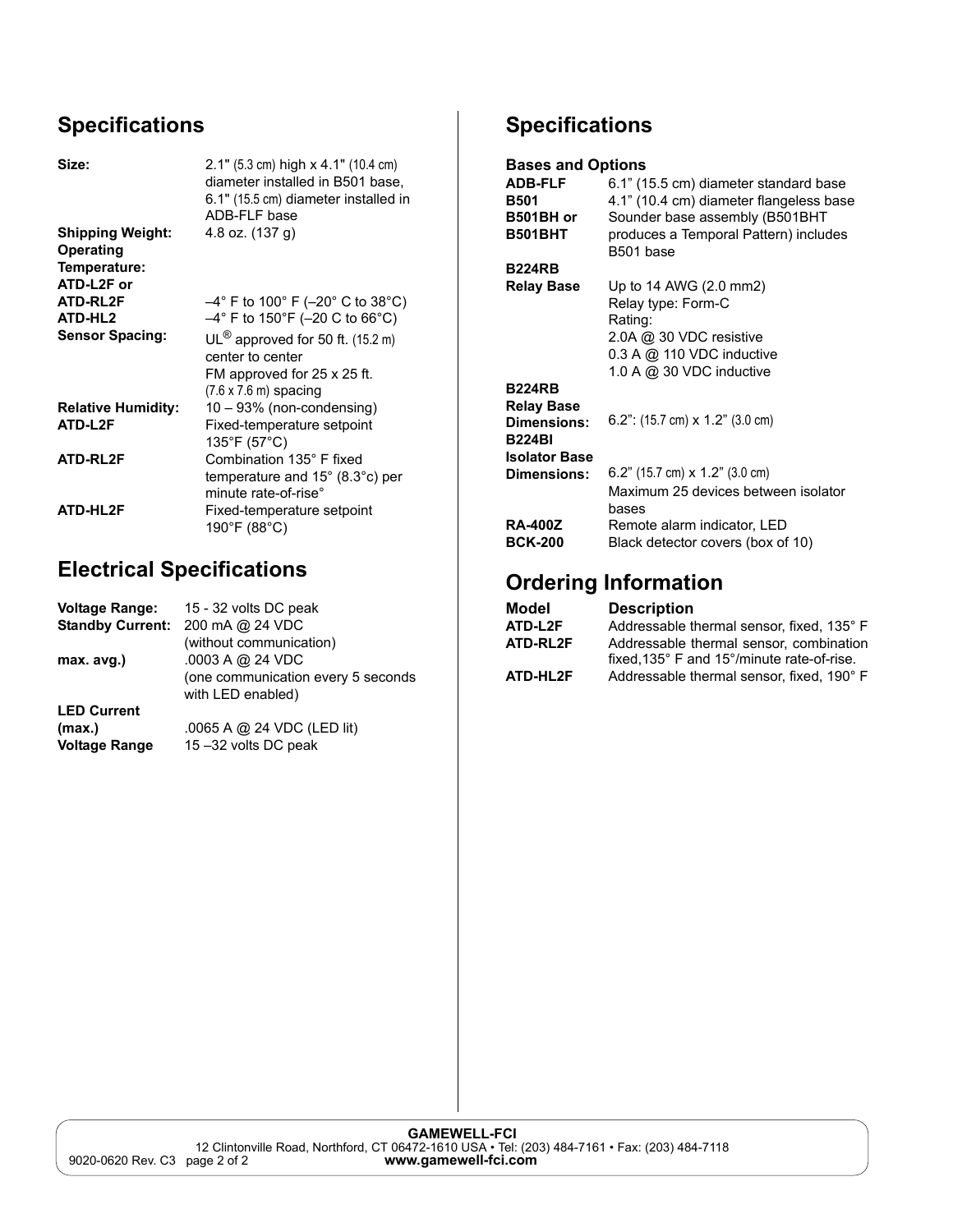## Specifications

| | |
|---|---|
| **Size:** | 2.1" (5.3 cm) high x 4.1" (10.4 cm) diameter installed in B501 base, 6.1" (15.5 cm) diameter installed in ADB-FLF base |
| **Shipping Weight:** | 4.8 oz. (137 g) |
| **Operating Temperature:** | |
| **ATD-L2F or ATD-RL2F** | –4° F to 100° F (–20° C to 38°C) |
| **ATD-HL2** | –4° F to 150°F (–20 C to 66°C) |
| **Sensor Spacing:** | UL® approved for 50 ft. (15.2 m) center to center<br>FM approved for 25 x 25 ft. (7.6 x 7.6 m) spacing |
| **Relative Humidity:** | 10 – 93% (non-condensing) |
| **ATD-L2F** | Fixed-temperature setpoint 135°F (57°C) |
| **ATD-RL2F** | Combination 135° F fixed temperature and 15° (8.3°c) per minute rate-of-rise° |
| **ATD-HL2F** | Fixed-temperature setpoint 190°F (88°C) |

## Electrical Specifications

| | |
|---|---|
| **Voltage Range:** | 15 - 32 volts DC peak |
| **Standby Current:** | 200 mA @ 24 VDC (without communication) |
| **max. avg.)** | .0003 A @ 24 VDC (one communication every 5 seconds with LED enabled) |
| **LED Current (max.)** | .0065 A @ 24 VDC (LED lit) |
| **Voltage Range** | 15 –32 volts DC peak |

## Specifications

### Bases and Options

| | |
|---|---|
| **ADB-FLF** | 6.1" (15.5 cm) diameter standard base |
| **B501** | 4.1" (10.4 cm) diameter flangeless base |
| **B501BH or B501BHT** | Sounder base assembly (B501BHT produces a Temporal Pattern) includes B501 base |
| **B224RB Relay Base** | Up to 14 AWG (2.0 mm2)<br>Relay type: Form-C<br>Rating:<br>2.0A @ 30 VDC resistive<br>0.3 A @ 110 VDC inductive<br>1.0 A @ 30 VDC inductive |
| **B224RB Relay Base Dimensions:** | 6.2": (15.7 cm) x 1.2" (3.0 cm) |
| **B224BI Isolator Base Dimensions:** | 6.2" (15.7 cm) x 1.2" (3.0 cm)<br>Maximum 25 devices between isolator bases |
| **RA-400Z** | Remote alarm indicator, LED |
| **BCK-200** | Black detector covers (box of 10) |

## Ordering Information

| Model | Description |
|---|---|
| **ATD-L2F** | Addressable thermal sensor, fixed, 135° F |
| **ATD-RL2F** | Addressable thermal sensor, combination fixed,135° F and 15°/minute rate-of-rise. |
| **ATD-HL2F** | Addressable thermal sensor, fixed, 190° F |

**GAMEWELL-FCI**
12 Clintonville Road, Northford, CT 06472-1610 USA • Tel: (203) 484-7161 • Fax: (203) 484-7118
**www.gamewell-fci.com**

9020-0620 Rev. C3